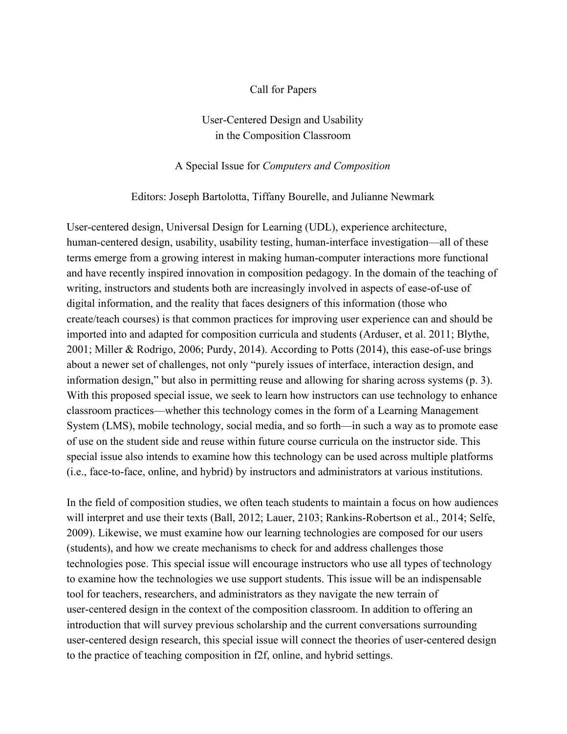# Call for Papers

## User-Centered Design and Usability in the Composition Classroom

A Special Issue for *Computers and Composition*

Editors: Joseph Bartolotta, Tiffany Bourelle, and Julianne Newmark

User-centered design, Universal Design for Learning (UDL), experience architecture, human-centered design, usability, usability testing, human-interface investigation—all of these terms emerge from a growing interest in making human-computer interactions more functional and have recently inspired innovation in composition pedagogy. In the domain of the teaching of writing, instructors and students both are increasingly involved in aspects of ease-of-use of digital information, and the reality that faces designers of this information (those who create/teach courses) is that common practices for improving user experience can and should be imported into and adapted for composition curricula and students (Arduser, et al. 2011; Blythe, 2001; Miller & Rodrigo, 2006; Purdy, 2014). According to Potts (2014), this ease-of-use brings about a newer set of challenges, not only "purely issues of interface, interaction design, and information design," but also in permitting reuse and allowing for sharing across systems (p. 3). With this proposed special issue, we seek to learn how instructors can use technology to enhance classroom practices—whether this technology comes in the form of a Learning Management System (LMS), mobile technology, social media, and so forth—in such a way as to promote ease of use on the student side and reuse within future course curricula on the instructor side. This special issue also intends to examine how this technology can be used across multiple platforms (i.e., face-to-face, online, and hybrid) by instructors and administrators at various institutions.

In the field of composition studies, we often teach students to maintain a focus on how audiences will interpret and use their texts (Ball, 2012; Lauer, 2103; Rankins-Robertson et al., 2014; Selfe, 2009). Likewise, we must examine how our learning technologies are composed for our users (students), and how we create mechanisms to check for and address challenges those technologies pose. This special issue will encourage instructors who use all types of technology to examine how the technologies we use support students. This issue will be an indispensable tool for teachers, researchers, and administrators as they navigate the new terrain of user-centered design in the context of the composition classroom. In addition to offering an introduction that will survey previous scholarship and the current conversations surrounding user-centered design research, this special issue will connect the theories of user-centered design to the practice of teaching composition in f2f, online, and hybrid settings.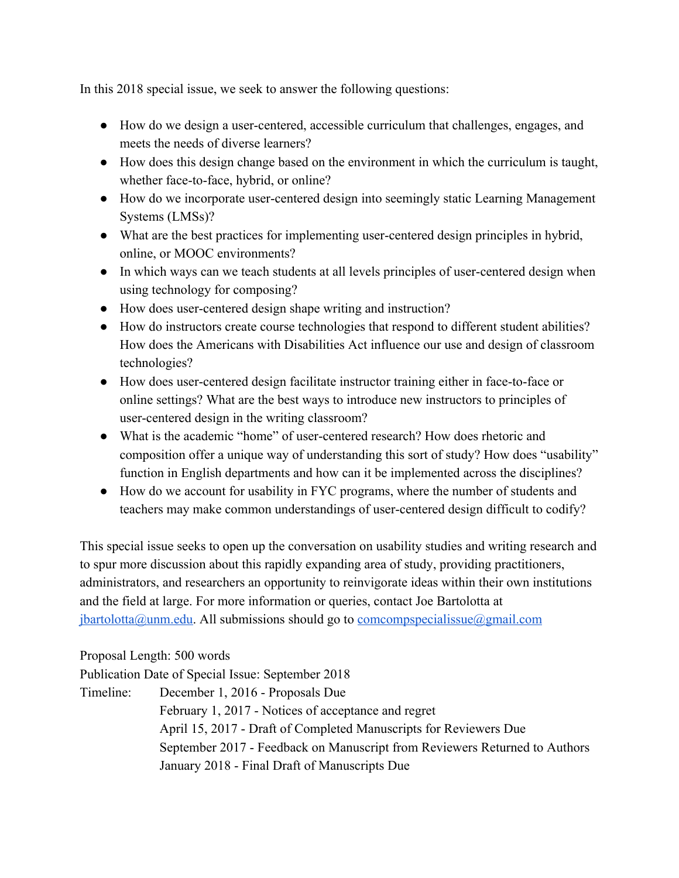In this 2018 special issue, we seek to answer the following questions:

- How do we design a user-centered, accessible curriculum that challenges, engages, and meets the needs of diverse learners?
- How does this design change based on the environment in which the curriculum is taught, whether face-to-face, hybrid, or online?
- How do we incorporate user-centered design into seemingly static Learning Management Systems (LMSs)?
- What are the best practices for implementing user-centered design principles in hybrid, online, or MOOC environments?
- In which ways can we teach students at all levels principles of user-centered design when using technology for composing?
- How does user-centered design shape writing and instruction?
- How do instructors create course technologies that respond to different student abilities? How does the Americans with Disabilities Act influence our use and design of classroom technologies?
- How does user-centered design facilitate instructor training either in face-to-face or online settings? What are the best ways to introduce new instructors to principles of user-centered design in the writing classroom?
- What is the academic "home" of user-centered research? How does rhetoric and composition offer a unique way of understanding this sort of study? How does "usability" function in English departments and how can it be implemented across the disciplines?
- How do we account for usability in FYC programs, where the number of students and teachers may make common understandings of user-centered design difficult to codify?

This special issue seeks to open up the conversation on usability studies and writing research and to spur more discussion about this rapidly expanding area of study, providing practitioners, administrators, and researchers an opportunity to reinvigorate ideas within their own institutions and the field at large. For more information or queries, contact Joe Bartolotta at [jbartolotta@unm.edu](mailto:jbartolotta@unm.edu). All submissions should go to [comcompspecialissue@gmail.com](mailto:comcompspecialissue@gmail.com)

Proposal Length: 500 words
Publication Date of Special Issue: September 2018
Timeline:
- December 1, 2016 - Proposals Due
- February 1, 2017 - Notices of acceptance and regret
- April 15, 2017 - Draft of Completed Manuscripts for Reviewers Due
- September 2017 - Feedback on Manuscript from Reviewers Returned to Authors
- January 2018 - Final Draft of Manuscripts Due